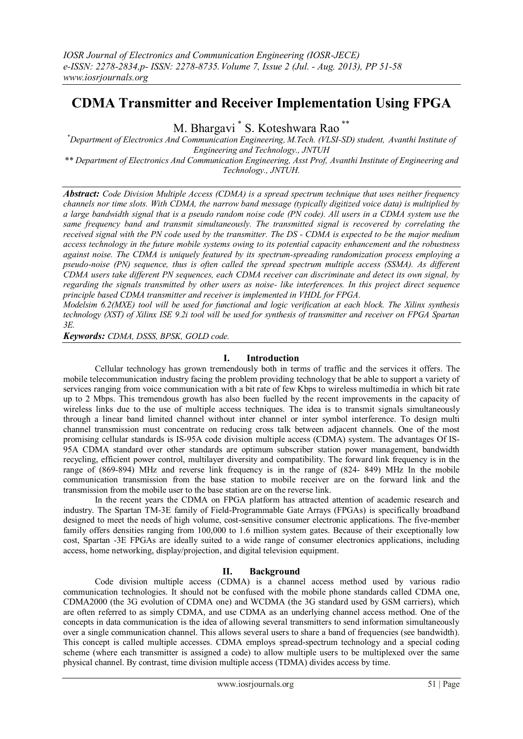# CDMA Transmitter and Receiver Implementation Using FPGA

M. Bhargavi [*] S. Koteshwara Rao [**]

[*] Department of Electronics And Communication Engineering, M.Tech. (VLSI-SD) student, Avanthi Institute of Engineering and Technology., JNTUH

[**] Department of Electronics And Communication Engineering, Asst Prof, Avanthi Institute of Engineering and Technology., JNTUH.

***Abstract:*** *Code Division Multiple Access (CDMA) is a spread spectrum technique that uses neither frequency channels nor time slots. With CDMA, the narrow band message (typically digitized voice data) is multiplied by a large bandwidth signal that is a pseudo random noise code (PN code). All users in a CDMA system use the same frequency band and transmit simultaneously. The transmitted signal is recovered by correlating the received signal with the PN code used by the transmitter. The DS - CDMA is expected to be the major medium access technology in the future mobile systems owing to its potential capacity enhancement and the robustness against noise. The CDMA is uniquely featured by its spectrum-spreading randomization process employing a pseudo-noise (PN) sequence, thus is often called the spread spectrum multiple access (SSMA). As different CDMA users take different PN sequences, each CDMA receiver can discriminate and detect its own signal, by regarding the signals transmitted by other users as noise- like interferences. In this project direct sequence principle based CDMA transmitter and receiver is implemented in VHDL for FPGA.*

*Modelsim 6.2(MXE) tool will be used for functional and logic verification at each block. The Xilinx synthesis technology (XST) of Xilinx ISE 9.2i tool will be used for synthesis of transmitter and receiver on FPGA Spartan 3E.*

***Keywords:*** *CDMA, DSSS, BPSK, GOLD code.*

## I. Introduction

Cellular technology has grown tremendously both in terms of traffic and the services it offers. The mobile telecommunication industry facing the problem providing technology that be able to support a variety of services ranging from voice communication with a bit rate of few Kbps to wireless multimedia in which bit rate up to 2 Mbps. This tremendous growth has also been fuelled by the recent improvements in the capacity of wireless links due to the use of multiple access techniques. The idea is to transmit signals simultaneously through a linear band limited channel without inter channel or inter symbol interference. To design multi channel transmission must concentrate on reducing cross talk between adjacent channels. One of the most promising cellular standards is IS-95A code division multiple access (CDMA) system. The advantages Of IS-95A CDMA standard over other standards are optimum subscriber station power management, bandwidth recycling, efficient power control, multilayer diversity and compatibility. The forward link frequency is in the range of (869-894) MHz and reverse link frequency is in the range of (824- 849) MHz In the mobile communication transmission from the base station to mobile receiver are on the forward link and the transmission from the mobile user to the base station are on the reverse link.

In the recent years the CDMA on FPGA platform has attracted attention of academic research and industry. The Spartan TM-3E family of Field-Programmable Gate Arrays (FPGAs) is specifically broadband designed to meet the needs of high volume, cost-sensitive consumer electronic applications. The five-member family offers densities ranging from 100,000 to 1.6 million system gates. Because of their exceptionally low cost, Spartan -3E FPGAs are ideally suited to a wide range of consumer electronics applications, including access, home networking, display/projection, and digital television equipment.

## II. Background

Code division multiple access (CDMA) is a channel access method used by various radio communication technologies. It should not be confused with the mobile phone standards called CDMA one, CDMA2000 (the 3G evolution of CDMA one) and WCDMA (the 3G standard used by GSM carriers), which are often referred to as simply CDMA, and use CDMA as an underlying channel access method. One of the concepts in data communication is the idea of allowing several transmitters to send information simultaneously over a single communication channel. This allows several users to share a band of frequencies (see bandwidth). This concept is called multiple accesses. CDMA employs spread-spectrum technology and a special coding scheme (where each transmitter is assigned a code) to allow multiple users to be multiplexed over the same physical channel. By contrast, time division multiple access (TDMA) divides access by time.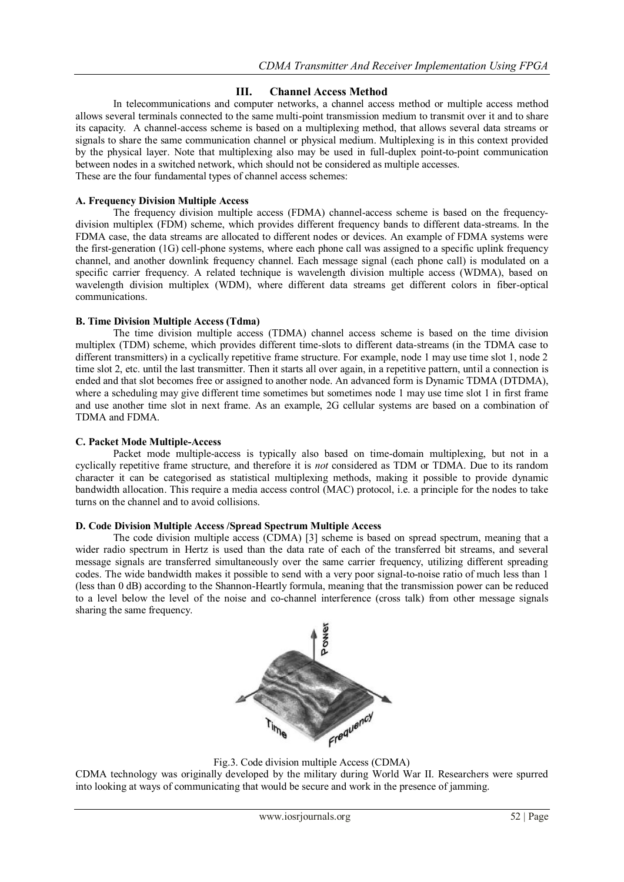## III. Channel Access Method

In telecommunications and computer networks, a channel access method or multiple access method allows several terminals connected to the same multi-point transmission medium to transmit over it and to share its capacity. A channel-access scheme is based on a multiplexing method, that allows several data streams or signals to share the same communication channel or physical medium. Multiplexing is in this context provided by the physical layer. Note that multiplexing also may be used in full-duplex point-to-point communication between nodes in a switched network, which should not be considered as multiple accesses.
These are the four fundamental types of channel access schemes:

### A. Frequency Division Multiple Access

The frequency division multiple access (FDMA) channel-access scheme is based on the frequency-division multiplex (FDM) scheme, which provides different frequency bands to different data-streams. In the FDMA case, the data streams are allocated to different nodes or devices. An example of FDMA systems were the first-generation (1G) cell-phone systems, where each phone call was assigned to a specific uplink frequency channel, and another downlink frequency channel. Each message signal (each phone call) is modulated on a specific carrier frequency. A related technique is wavelength division multiple access (WDMA), based on wavelength division multiplex (WDM), where different data streams get different colors in fiber-optical communications.

### B. Time Division Multiple Access (Tdma)

The time division multiple access (TDMA) channel access scheme is based on the time division multiplex (TDM) scheme, which provides different time-slots to different data-streams (in the TDMA case to different transmitters) in a cyclically repetitive frame structure. For example, node 1 may use time slot 1, node 2 time slot 2, etc. until the last transmitter. Then it starts all over again, in a repetitive pattern, until a connection is ended and that slot becomes free or assigned to another node. An advanced form is Dynamic TDMA (DTDMA), where a scheduling may give different time sometimes but sometimes node 1 may use time slot 1 in first frame and use another time slot in next frame. As an example, 2G cellular systems are based on a combination of TDMA and FDMA.

### C. Packet Mode Multiple-Access

Packet mode multiple-access is typically also based on time-domain multiplexing, but not in a cyclically repetitive frame structure, and therefore it is *not* considered as TDM or TDMA. Due to its random character it can be categorised as statistical multiplexing methods, making it possible to provide dynamic bandwidth allocation. This require a media access control (MAC) protocol, i.e. a principle for the nodes to take turns on the channel and to avoid collisions.

### D. Code Division Multiple Access /Spread Spectrum Multiple Access

The code division multiple access (CDMA) [3] scheme is based on spread spectrum, meaning that a wider radio spectrum in Hertz is used than the data rate of each of the transferred bit streams, and several message signals are transferred simultaneously over the same carrier frequency, utilizing different spreading codes. The wide bandwidth makes it possible to send with a very poor signal-to-noise ratio of much less than 1 (less than 0 dB) according to the Shannon-Heartly formula, meaning that the transmission power can be reduced to a level below the level of the noise and co-channel interference (cross talk) from other message signals sharing the same frequency.

Fig.3. Code division multiple Access (CDMA)

CDMA technology was originally developed by the military during World War II. Researchers were spurred into looking at ways of communicating that would be secure and work in the presence of jamming.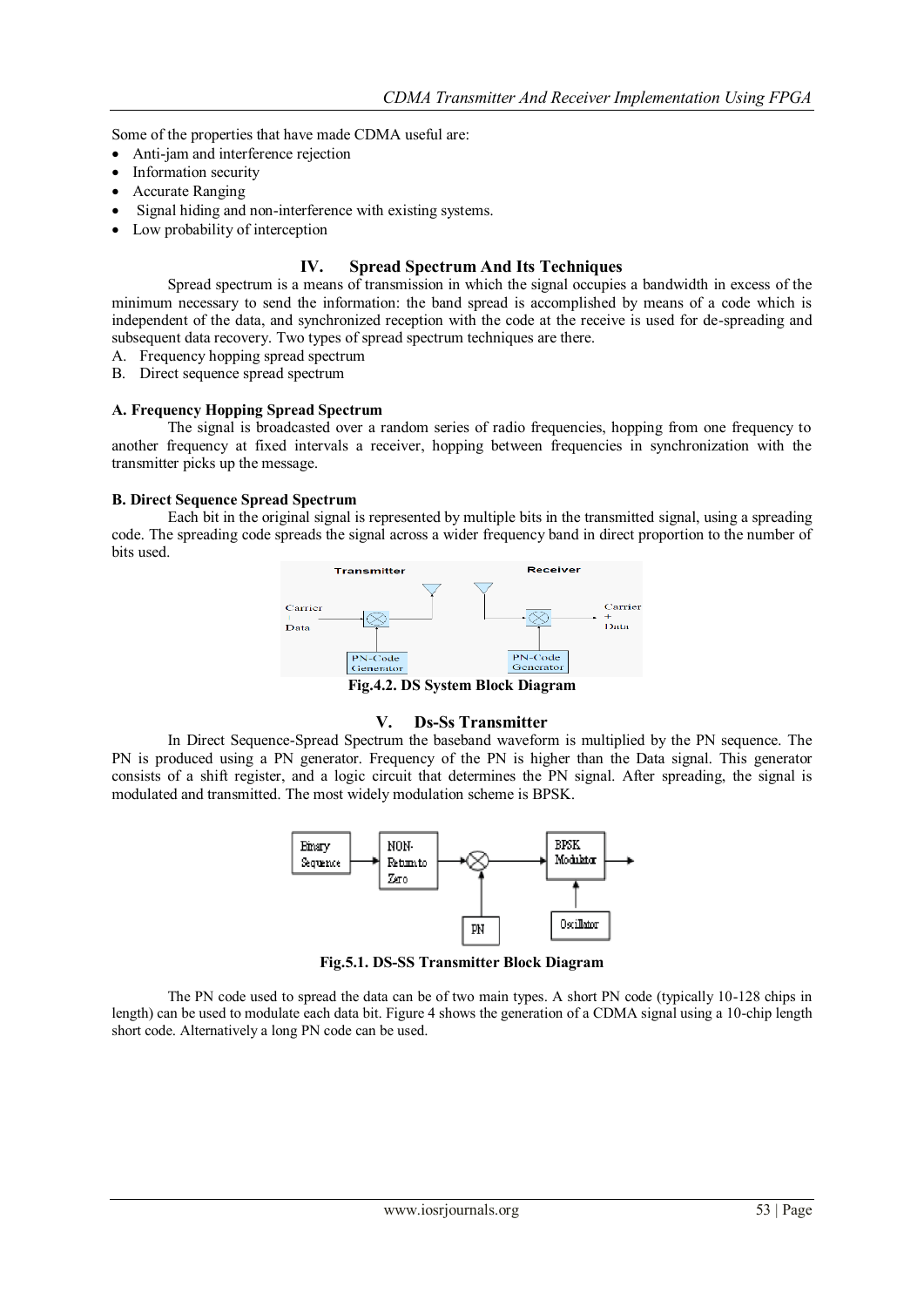Some of the properties that have made CDMA useful are:

- Anti-jam and interference rejection
- Information security
- Accurate Ranging
- Signal hiding and non-interference with existing systems.
- Low probability of interception

## IV. Spread Spectrum And Its Techniques

Spread spectrum is a means of transmission in which the signal occupies a bandwidth in excess of the minimum necessary to send the information: the band spread is accomplished by means of a code which is independent of the data, and synchronized reception with the code at the receive is used for de-spreading and subsequent data recovery. Two types of spread spectrum techniques are there.

A. Frequency hopping spread spectrum
B. Direct sequence spread spectrum

### A. Frequency Hopping Spread Spectrum

The signal is broadcasted over a random series of radio frequencies, hopping from one frequency to another frequency at fixed intervals a receiver, hopping between frequencies in synchronization with the transmitter picks up the message.

### B. Direct Sequence Spread Spectrum

Each bit in the original signal is represented by multiple bits in the transmitted signal, using a spreading code. The spreading code spreads the signal across a wider frequency band in direct proportion to the number of bits used.

**Fig.4.2. DS System Block Diagram**

## V. Ds-Ss Transmitter

In Direct Sequence-Spread Spectrum the baseband waveform is multiplied by the PN sequence. The PN is produced using a PN generator. Frequency of the PN is higher than the Data signal. This generator consists of a shift register, and a logic circuit that determines the PN signal. After spreading, the signal is modulated and transmitted. The most widely modulation scheme is BPSK.

**Fig.5.1. DS-SS Transmitter Block Diagram**

The PN code used to spread the data can be of two main types. A short PN code (typically 10-128 chips in length) can be used to modulate each data bit. Figure 4 shows the generation of a CDMA signal using a 10-chip length short code. Alternatively a long PN code can be used.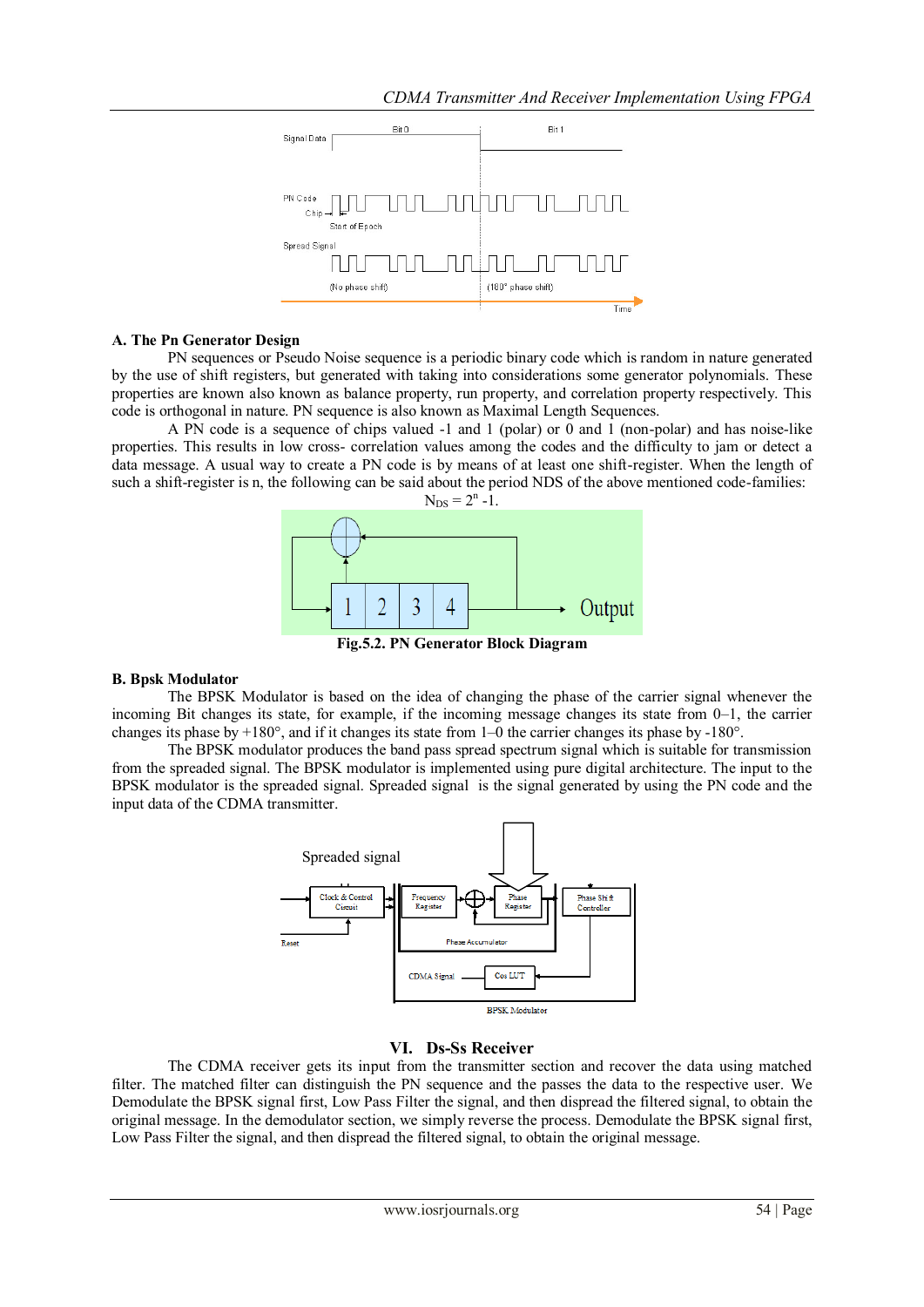## A. The Pn Generator Design

PN sequences or Pseudo Noise sequence is a periodic binary code which is random in nature generated by the use of shift registers, but generated with taking into considerations some generator polynomials. These properties are known also known as balance property, run property, and correlation property respectively. This code is orthogonal in nature. PN sequence is also known as Maximal Length Sequences.

A PN code is a sequence of chips valued -1 and 1 (polar) or 0 and 1 (non-polar) and has noise-like properties. This results in low cross- correlation values among the codes and the difficulty to jam or detect a data message. A usual way to create a PN code is by means of at least one shift-register. When the length of such a shift-register is n, the following can be said about the period NDS of the above mentioned code-families:

$$N_{DS} = 2^n - 1.$$

**Fig.5.2. PN Generator Block Diagram**

## B. Bpsk Modulator

The BPSK Modulator is based on the idea of changing the phase of the carrier signal whenever the incoming Bit changes its state, for example, if the incoming message changes its state from 0–1, the carrier changes its phase by +180°, and if it changes its state from 1–0 the carrier changes its phase by -180°.

The BPSK modulator produces the band pass spread spectrum signal which is suitable for transmission from the spreaded signal. The BPSK modulator is implemented using pure digital architecture. The input to the BPSK modulator is the spreaded signal. Spreaded signal is the signal generated by using the PN code and the input data of the CDMA transmitter.

# VI. Ds-Ss Receiver

The CDMA receiver gets its input from the transmitter section and recover the data using matched filter. The matched filter can distinguish the PN sequence and the passes the data to the respective user. We Demodulate the BPSK signal first, Low Pass Filter the signal, and then dispread the filtered signal, to obtain the original message. In the demodulator section, we simply reverse the process. Demodulate the BPSK signal first, Low Pass Filter the signal, and then dispread the filtered signal, to obtain the original message.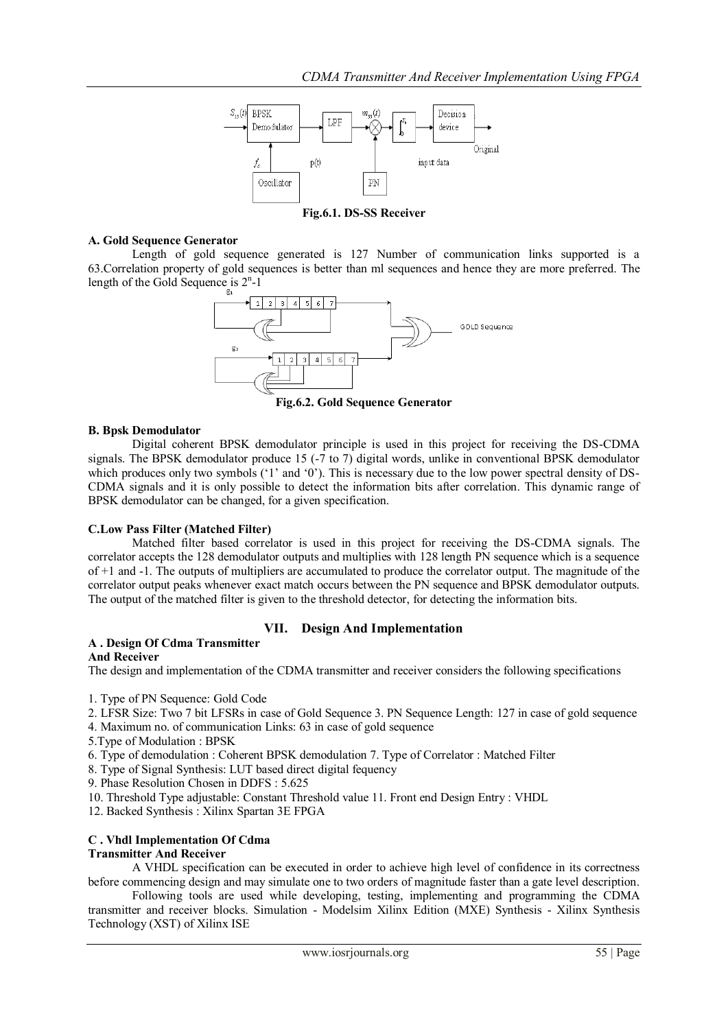Fig.6.1. DS-SS Receiver

### A. Gold Sequence Generator

Length of gold sequence generated is 127 Number of communication links supported is a 63.Correlation property of gold sequences is better than ml sequences and hence they are more preferred. The length of the Gold Sequence is $2^n$-1

Fig.6.2. Gold Sequence Generator

### B. Bpsk Demodulator

Digital coherent BPSK demodulator principle is used in this project for receiving the DS-CDMA signals. The BPSK demodulator produce 15 (-7 to 7) digital words, unlike in conventional BPSK demodulator which produces only two symbols ('1' and '0'). This is necessary due to the low power spectral density of DS-CDMA signals and it is only possible to detect the information bits after correlation. This dynamic range of BPSK demodulator can be changed, for a given specification.

### C.Low Pass Filter (Matched Filter)

Matched filter based correlator is used in this project for receiving the DS-CDMA signals. The correlator accepts the 128 demodulator outputs and multiplies with 128 length PN sequence which is a sequence of +1 and -1. The outputs of multipliers are accumulated to produce the correlator output. The magnitude of the correlator output peaks whenever exact match occurs between the PN sequence and BPSK demodulator outputs. The output of the matched filter is given to the threshold detector, for detecting the information bits.

## VII. Design And Implementation

### A . Design Of Cdma Transmitter And Receiver

The design and implementation of the CDMA transmitter and receiver considers the following specifications

1. Type of PN Sequence: Gold Code
2. LFSR Size: Two 7 bit LFSRs in case of Gold Sequence 3. PN Sequence Length: 127 in case of gold sequence
4. Maximum no. of communication Links: 63 in case of gold sequence
5.Type of Modulation : BPSK
6. Type of demodulation : Coherent BPSK demodulation 7. Type of Correlator : Matched Filter
8. Type of Signal Synthesis: LUT based direct digital fequency
9. Phase Resolution Chosen in DDFS : 5.625
10. Threshold Type adjustable: Constant Threshold value 11. Front end Design Entry : VHDL
12. Backed Synthesis : Xilinx Spartan 3E FPGA

### C . Vhdl Implementation Of Cdma Transmitter And Receiver

A VHDL specification can be executed in order to achieve high level of confidence in its correctness before commencing design and may simulate one to two orders of magnitude faster than a gate level description.

Following tools are used while developing, testing, implementing and programming the CDMA transmitter and receiver blocks. Simulation - Modelsim Xilinx Edition (MXE) Synthesis - Xilinx Synthesis Technology (XST) of Xilinx ISE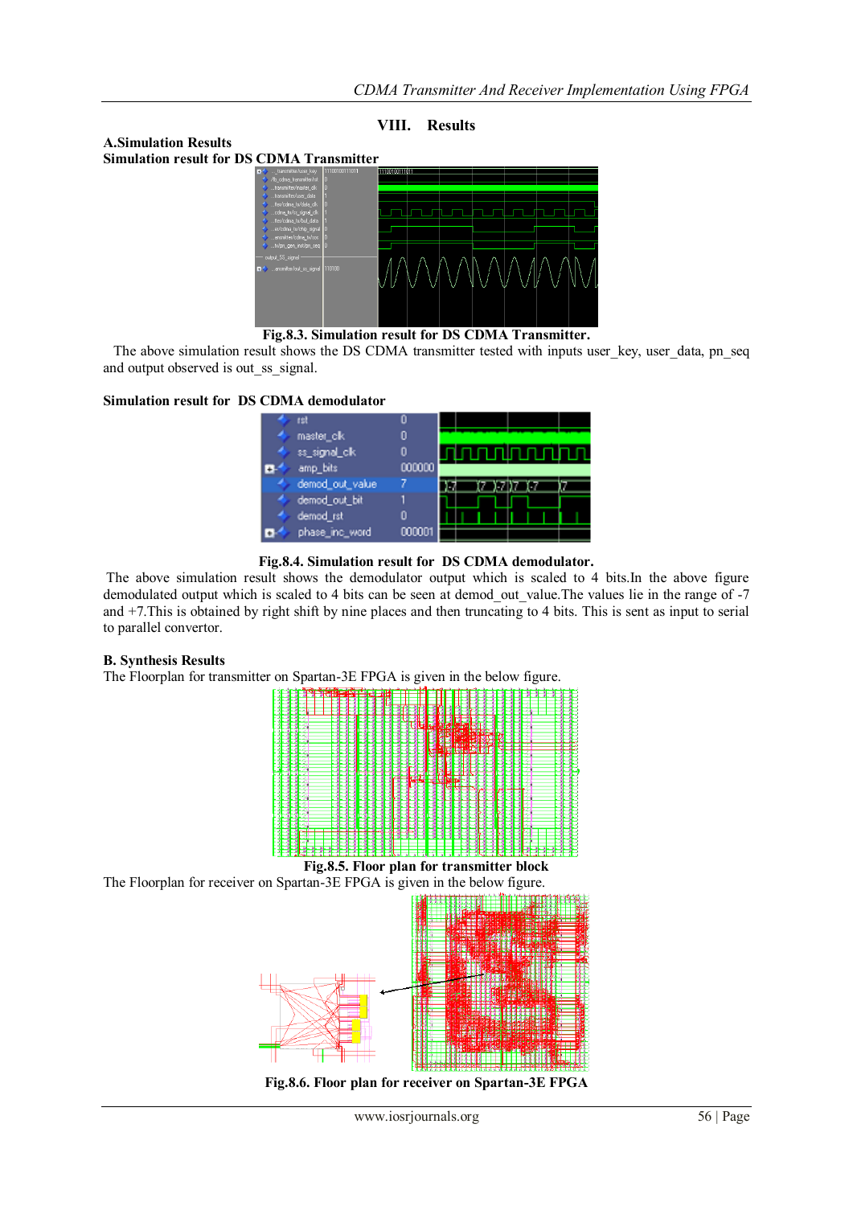## VIII. Results

### A. Simulation Results

**Simulation result for DS CDMA Transmitter**

**Fig.8.3. Simulation result for DS CDMA Transmitter.**

The above simulation result shows the DS CDMA transmitter tested with inputs user_key, user_data, pn_seq and output observed is out_ss_signal.

**Simulation result for DS CDMA demodulator**

**Fig.8.4. Simulation result for DS CDMA demodulator.**

The above simulation result shows the demodulator output which is scaled to 4 bits.In the above figure demodulated output which is scaled to 4 bits can be seen at demod_out_value.The values lie in the range of -7 and +7.This is obtained by right shift by nine places and then truncating to 4 bits. This is sent as input to serial to parallel convertor.

### B. Synthesis Results

The Floorplan for transmitter on Spartan-3E FPGA is given in the below figure.

**Fig.8.5. Floor plan for transmitter block**

The Floorplan for receiver on Spartan-3E FPGA is given in the below figure.

**Fig.8.6. Floor plan for receiver on Spartan-3E FPGA**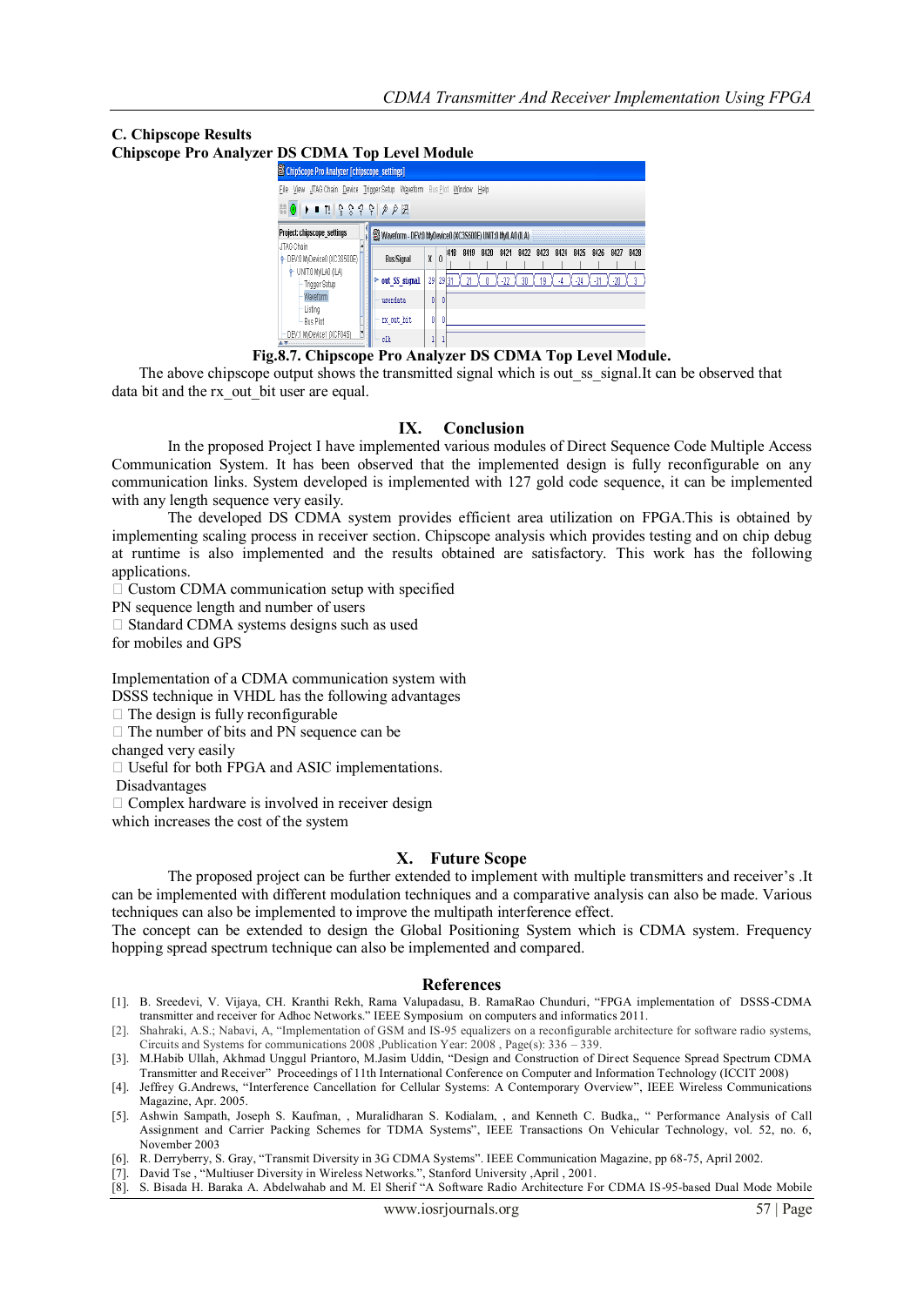### C. Chipscope Results

**Chipscope Pro Analyzer DS CDMA Top Level Module**

**Fig.8.7. Chipscope Pro Analyzer DS CDMA Top Level Module.**

The above chipscope output shows the transmitted signal which is out_ss_signal.It can be observed that data bit and the rx_out_bit user are equal.

## IX. Conclusion

In the proposed Project I have implemented various modules of Direct Sequence Code Multiple Access Communication System. It has been observed that the implemented design is fully reconfigurable on any communication links. System developed is implemented with 127 gold code sequence, it can be implemented with any length sequence very easily.

The developed DS CDMA system provides efficient area utilization on FPGA.This is obtained by implementing scaling process in receiver section. Chipscope analysis which provides testing and on chip debug at runtime is also implemented and the results obtained are satisfactory. This work has the following applications.

- Custom CDMA communication setup with specified PN sequence length and number of users
- Standard CDMA systems designs such as used for mobiles and GPS

Implementation of a CDMA communication system with DSSS technique in VHDL has the following advantages

- The design is fully reconfigurable
- The number of bits and PN sequence can be changed very easily
- Useful for both FPGA and ASIC implementations.

Disadvantages

- Complex hardware is involved in receiver design which increases the cost of the system

## X. Future Scope

The proposed project can be further extended to implement with multiple transmitters and receiver's .It can be implemented with different modulation techniques and a comparative analysis can also be made. Various techniques can also be implemented to improve the multipath interference effect.

The concept can be extended to design the Global Positioning System which is CDMA system. Frequency hopping spread spectrum technique can also be implemented and compared.

## References

[1]. B. Sreedevi, V. Vijaya, CH. Kranthi Rekh, Rama Valupadasu, B. RamaRao Chunduri, "FPGA implementation of DSSS-CDMA transmitter and receiver for Adhoc Networks." IEEE Symposium on computers and informatics 2011.

[2]. Shahraki, A.S.; Nabavi, A, "Implementation of GSM and IS-95 equalizers on a reconfigurable architecture for software radio systems, Circuits and Systems for communications 2008 ,Publication Year: 2008 , Page(s): 336 – 339.

[3]. M.Habib Ullah, Akhmad Unggul Priantoro, M.Jasim Uddin, "Design and Construction of Direct Sequence Spread Spectrum CDMA Transmitter and Receiver" Proceedings of 11th International Conference on Computer and Information Technology (ICCIT 2008)

[4]. Jeffrey G.Andrews, "Interference Cancellation for Cellular Systems: A Contemporary Overview", IEEE Wireless Communications Magazine, Apr. 2005.

[5]. Ashwin Sampath, Joseph S. Kaufman, , Muralidharan S. Kodialam, , and Kenneth C. Budka,, " Performance Analysis of Call Assignment and Carrier Packing Schemes for TDMA Systems", IEEE Transactions On Vehicular Technology, vol. 52, no. 6, November 2003

[6]. R. Derryberry, S. Gray, "Transmit Diversity in 3G CDMA Systems". IEEE Communication Magazine, pp 68-75, April 2002.

[7]. David Tse , "Multiuser Diversity in Wireless Networks.", Stanford University ,April , 2001.

[8]. S. Bisada H. Baraka A. Abdelwahab and M. El Sherif "A Software Radio Architecture For CDMA IS-95-based Dual Mode Mobile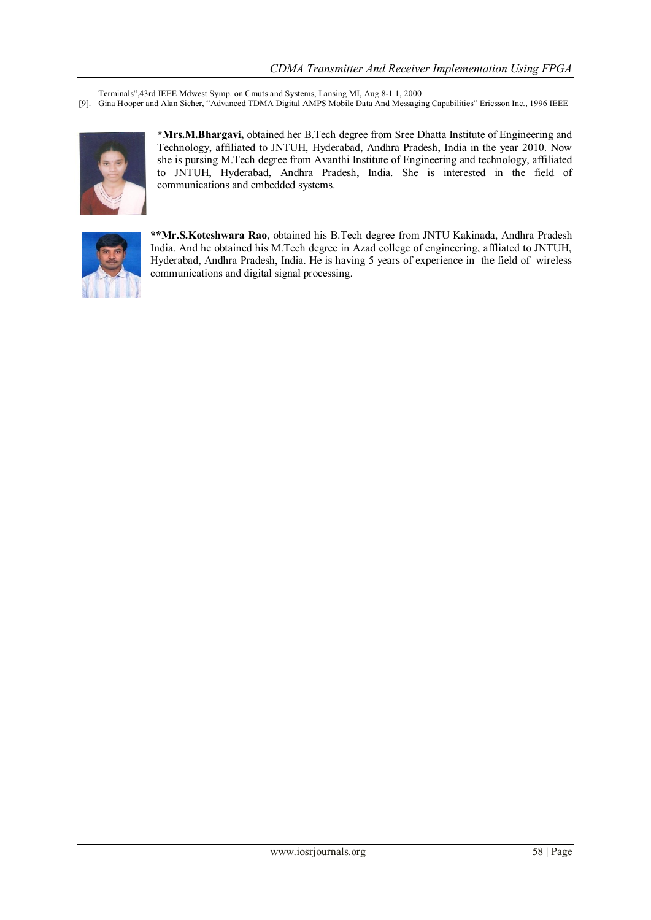Terminals",43rd IEEE Mdwest Symp. on Cmuts and Systems, Lansing MI, Aug 8-1 1, 2000

[9]. Gina Hooper and Alan Sicher, "Advanced TDMA Digital AMPS Mobile Data And Messaging Capabilities" Ericsson Inc., 1996 IEEE

**\*Mrs.M.Bhargavi,** obtained her B.Tech degree from Sree Dhatta Institute of Engineering and Technology, affiliated to JNTUH, Hyderabad, Andhra Pradesh, India in the year 2010. Now she is pursing M.Tech degree from Avanthi Institute of Engineering and technology, affiliated to JNTUH, Hyderabad, Andhra Pradesh, India. She is interested in the field of communications and embedded systems.

**\*\*Mr.S.Koteshwara Rao**, obtained his B.Tech degree from JNTU Kakinada, Andhra Pradesh India. And he obtained his M.Tech degree in Azad college of engineering, affliated to JNTUH, Hyderabad, Andhra Pradesh, India. He is having 5 years of experience in the field of wireless communications and digital signal processing.